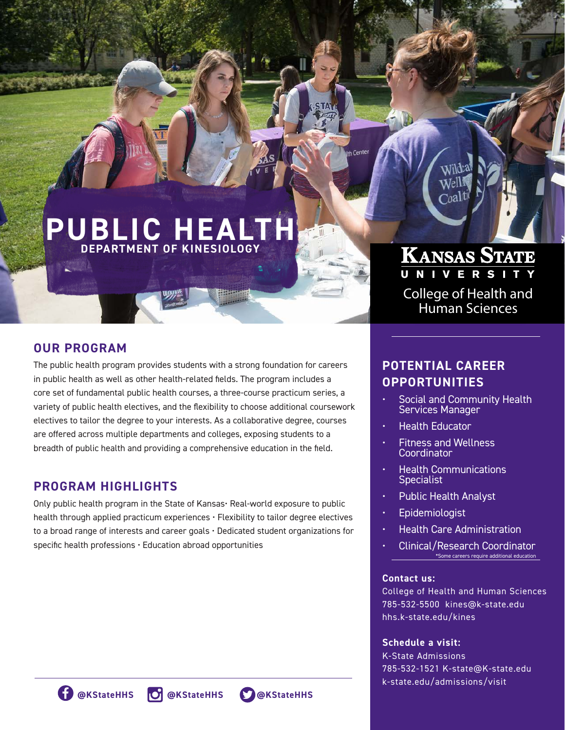# PUBLIC HEALTH

**DEPARTMENT OF KINESIOLOGY**

**Kansas State University**
College of Health and Human Sciences

## OUR PROGRAM

The public health program provides students with a strong foundation for careers in public health as well as other health-related fields. The program includes a core set of fundamental public health courses, a three-course practicum series, a variety of public health electives, and the flexibility to choose additional coursework electives to tailor the degree to your interests. As a collaborative degree, courses are offered across multiple departments and colleges, exposing students to a breadth of public health and providing a comprehensive education in the field.

## PROGRAM HIGHLIGHTS

Only public health program in the State of Kansas· Real-world exposure to public health through applied practicum experiences · Flexibility to tailor degree electives to a broad range of interests and career goals · Dedicated student organizations for specific health professions · Education abroad opportunities

## POTENTIAL CAREER OPPORTUNITIES

- Social and Community Health Services Manager
- Health Educator
- Fitness and Wellness Coordinator
- Health Communications Specialist
- Public Health Analyst
- Epidemiologist
- Health Care Administration
- Clinical/Research Coordinator

*Some careers require additional education

**Contact us:**
College of Health and Human Sciences
785-532-5500 kines@k-state.edu
hhs.k-state.edu/kines

**Schedule a visit:**
K-State Admissions
785-532-1521 K-state@K-state.edu
k-state.edu/admissions/visit

@KStateHHS @KStateHHS @KStateHHS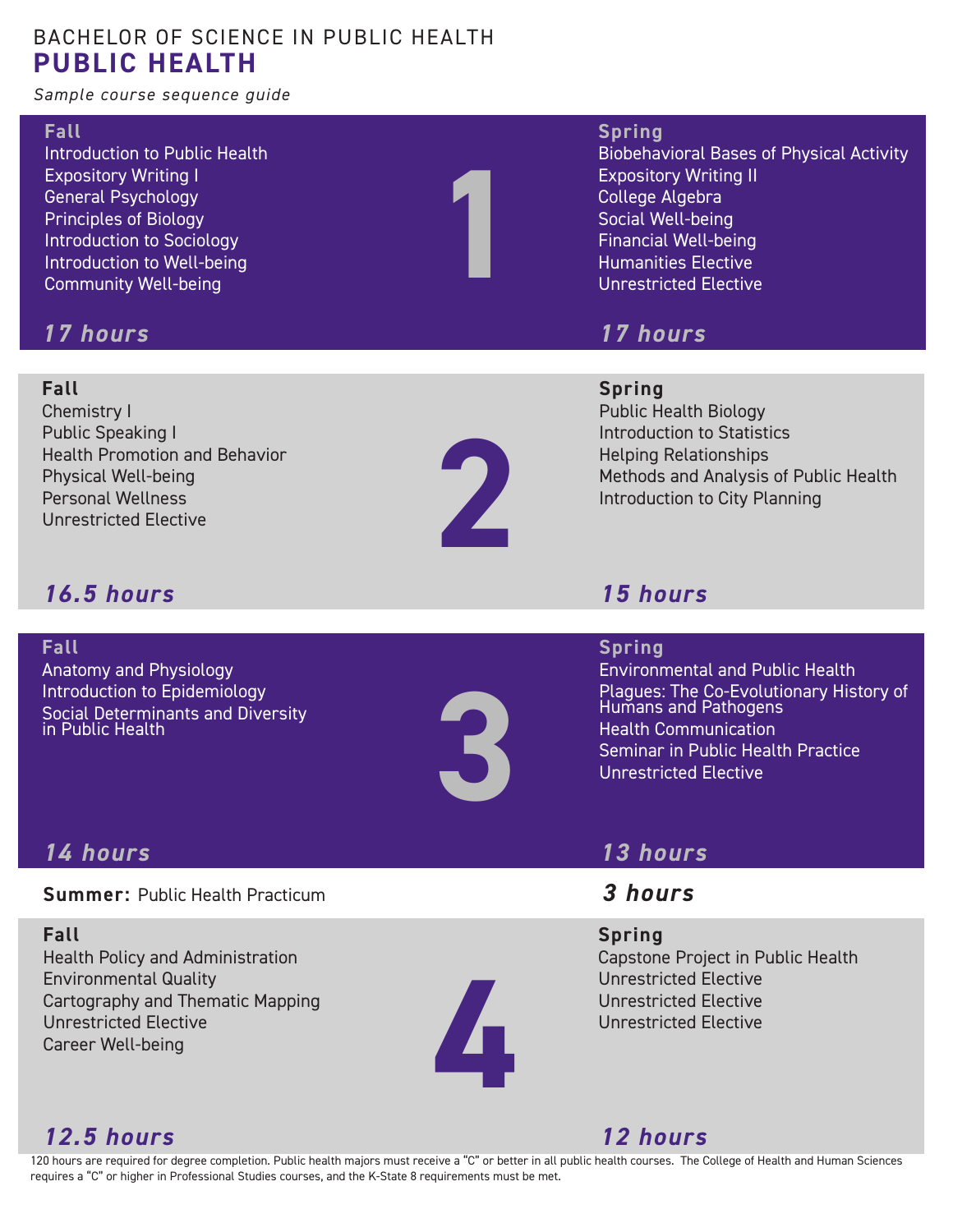BACHELOR OF SCIENCE IN PUBLIC HEALTH

# PUBLIC HEALTH

*Sample course sequence guide*

## 1

**Fall**

Introduction to Public Health
Expository Writing I
General Psychology
Principles of Biology
Introduction to Sociology
Introduction to Well-being
Community Well-being

***17 hours***

**Spring**

Biobehavioral Bases of Physical Activity
Expository Writing II
College Algebra
Social Well-being
Financial Well-being
Humanities Elective
Unrestricted Elective

***17 hours***

## 2

**Fall**

Chemistry I
Public Speaking I
Health Promotion and Behavior
Physical Well-being
Personal Wellness
Unrestricted Elective

***16.5 hours***

**Spring**

Public Health Biology
Introduction to Statistics
Helping Relationships
Methods and Analysis of Public Health
Introduction to City Planning

***15 hours***

## 3

**Fall**

Anatomy and Physiology
Introduction to Epidemiology
Social Determinants and Diversity in Public Health

***14 hours***

**Spring**

Environmental and Public Health
Plagues: The Co-Evolutionary History of Humans and Pathogens
Health Communication
Seminar in Public Health Practice
Unrestricted Elective

***13 hours***

**Summer:** Public Health Practicum

***3 hours***

## 4

**Fall**

Health Policy and Administration
Environmental Quality
Cartography and Thematic Mapping
Unrestricted Elective
Career Well-being

***12.5 hours***

**Spring**

Capstone Project in Public Health
Unrestricted Elective
Unrestricted Elective
Unrestricted Elective

***12 hours***

120 hours are required for degree completion. Public health majors must receive a "C" or better in all public health courses. The College of Health and Human Sciences requires a "C" or higher in Professional Studies courses, and the K-State 8 requirements must be met.